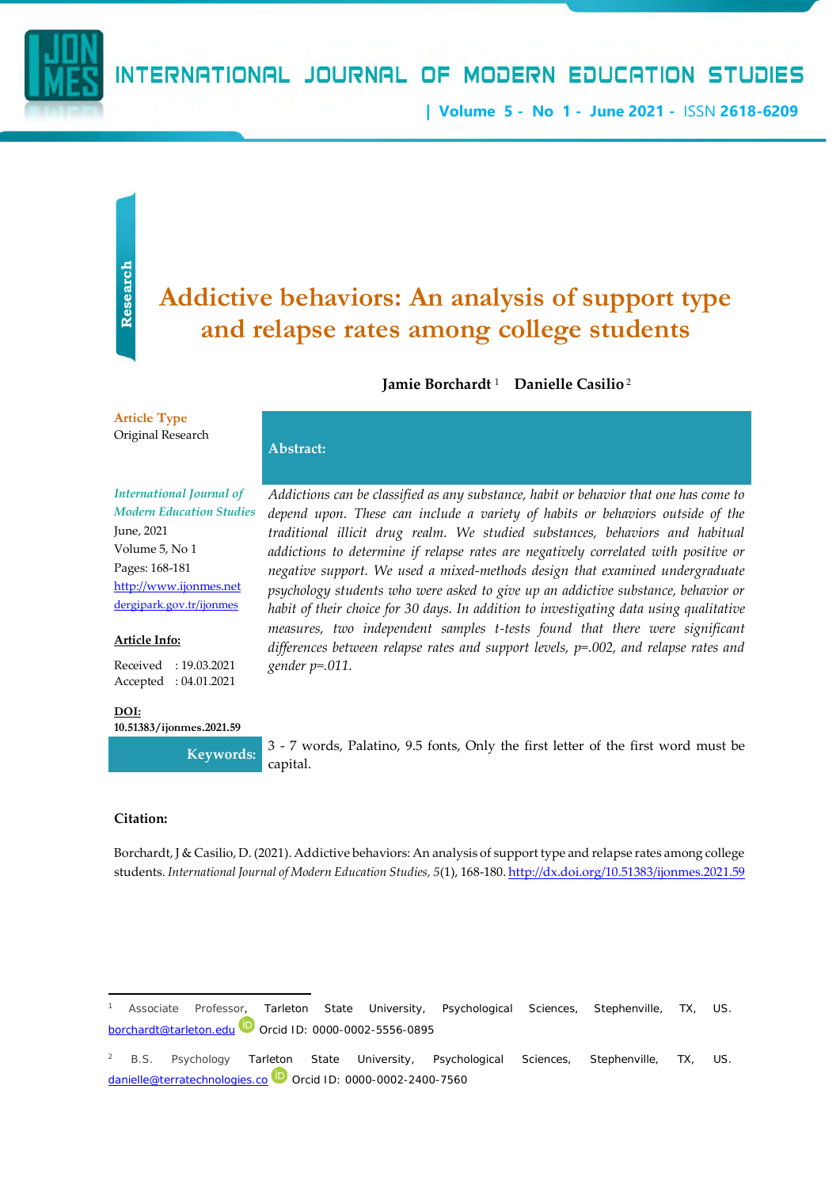Research

# Addictive behaviors: An analysis of support type and relapse rates among college students

**Jamie Borchardt** [1] **Danielle Casilio** [2]

**Article Type**
Original Research

*International Journal of Modern Education Studies*
June, 2021
Volume 5, No 1
Pages: 168-181
http://www.ijonmes.net
dergipark.gov.tr/ijonmes

**Article Info:**

Received : 19.03.2021
Accepted : 04.01.2021

**DOI:**
**10.51383/ijonmes.2021.59**

**Abstract:**

*Addictions can be classified as any substance, habit or behavior that one has come to depend upon. These can include a variety of habits or behaviors outside of the traditional illicit drug realm. We studied substances, behaviors and habitual addictions to determine if relapse rates are negatively correlated with positive or negative support. We used a mixed-methods design that examined undergraduate psychology students who were asked to give up an addictive substance, behavior or habit of their choice for 30 days. In addition to investigating data using qualitative measures, two independent samples t-tests found that there were significant differences between relapse rates and support levels, p=.002, and relapse rates and gender p=.011.*

**Keywords:** 3 - 7 words, Palatino, 9.5 fonts, Only the first letter of the first word must be capital.

**Citation:**

Borchardt, J & Casilio, D. (2021). Addictive behaviors: An analysis of support type and relapse rates among college students. *International Journal of Modern Education Studies, 5*(1), 168-180. http://dx.doi.org/10.51383/ijonmes.2021.59

---

[1] Associate Professor, Tarleton State University, Psychological Sciences, Stephenville, TX, US. borchardt@tarleton.edu Orcid ID: 0000-0002-5556-0895

[2] B.S. Psychology Tarleton State University, Psychological Sciences, Stephenville, TX, US. danielle@terratechnologies.co Orcid ID: 0000-0002-2400-7560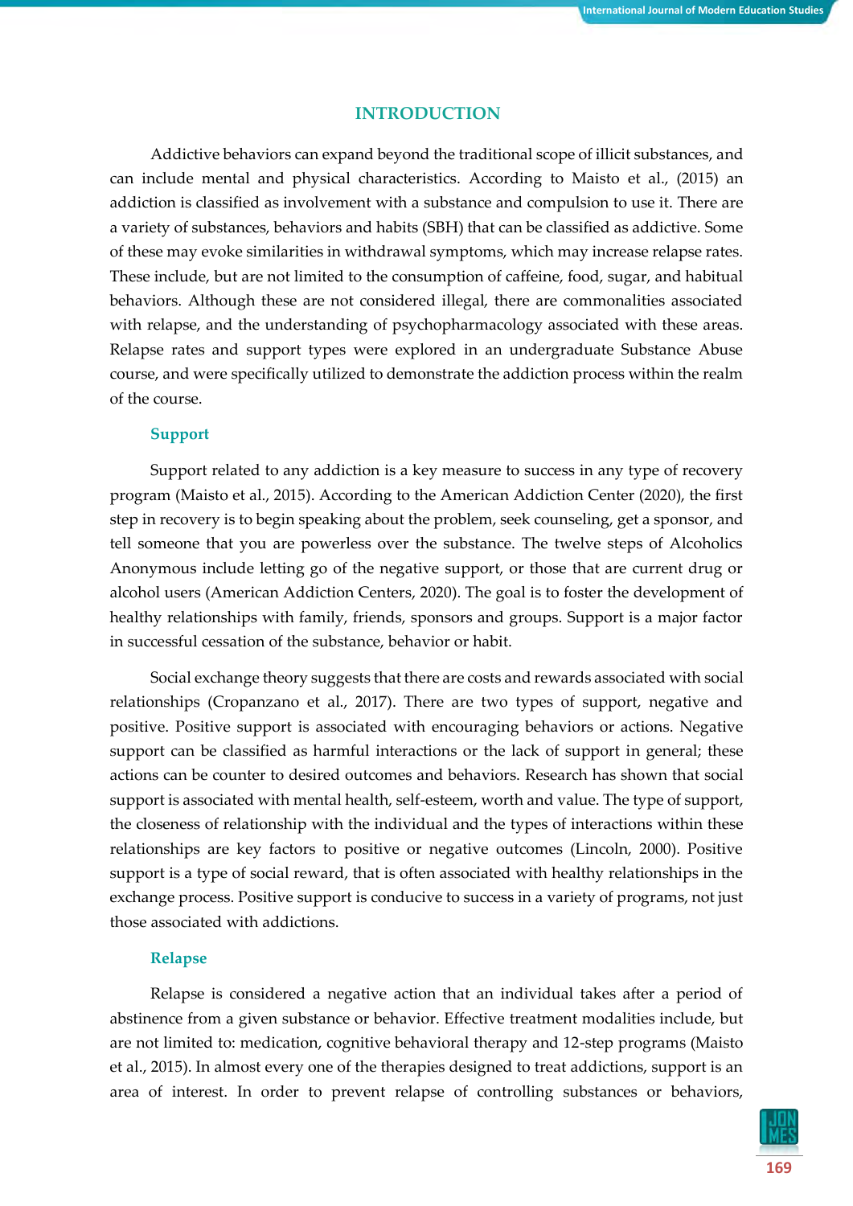## INTRODUCTION

Addictive behaviors can expand beyond the traditional scope of illicit substances, and can include mental and physical characteristics. According to Maisto et al., (2015) an addiction is classified as involvement with a substance and compulsion to use it. There are a variety of substances, behaviors and habits (SBH) that can be classified as addictive. Some of these may evoke similarities in withdrawal symptoms, which may increase relapse rates. These include, but are not limited to the consumption of caffeine, food, sugar, and habitual behaviors. Although these are not considered illegal, there are commonalities associated with relapse, and the understanding of psychopharmacology associated with these areas. Relapse rates and support types were explored in an undergraduate Substance Abuse course, and were specifically utilized to demonstrate the addiction process within the realm of the course.

### Support

Support related to any addiction is a key measure to success in any type of recovery program (Maisto et al., 2015). According to the American Addiction Center (2020), the first step in recovery is to begin speaking about the problem, seek counseling, get a sponsor, and tell someone that you are powerless over the substance. The twelve steps of Alcoholics Anonymous include letting go of the negative support, or those that are current drug or alcohol users (American Addiction Centers, 2020). The goal is to foster the development of healthy relationships with family, friends, sponsors and groups. Support is a major factor in successful cessation of the substance, behavior or habit.

Social exchange theory suggests that there are costs and rewards associated with social relationships (Cropanzano et al., 2017). There are two types of support, negative and positive. Positive support is associated with encouraging behaviors or actions. Negative support can be classified as harmful interactions or the lack of support in general; these actions can be counter to desired outcomes and behaviors. Research has shown that social support is associated with mental health, self-esteem, worth and value. The type of support, the closeness of relationship with the individual and the types of interactions within these relationships are key factors to positive or negative outcomes (Lincoln, 2000). Positive support is a type of social reward, that is often associated with healthy relationships in the exchange process. Positive support is conducive to success in a variety of programs, not just those associated with addictions.

### Relapse

Relapse is considered a negative action that an individual takes after a period of abstinence from a given substance or behavior. Effective treatment modalities include, but are not limited to: medication, cognitive behavioral therapy and 12-step programs (Maisto et al., 2015). In almost every one of the therapies designed to treat addictions, support is an area of interest. In order to prevent relapse of controlling substances or behaviors,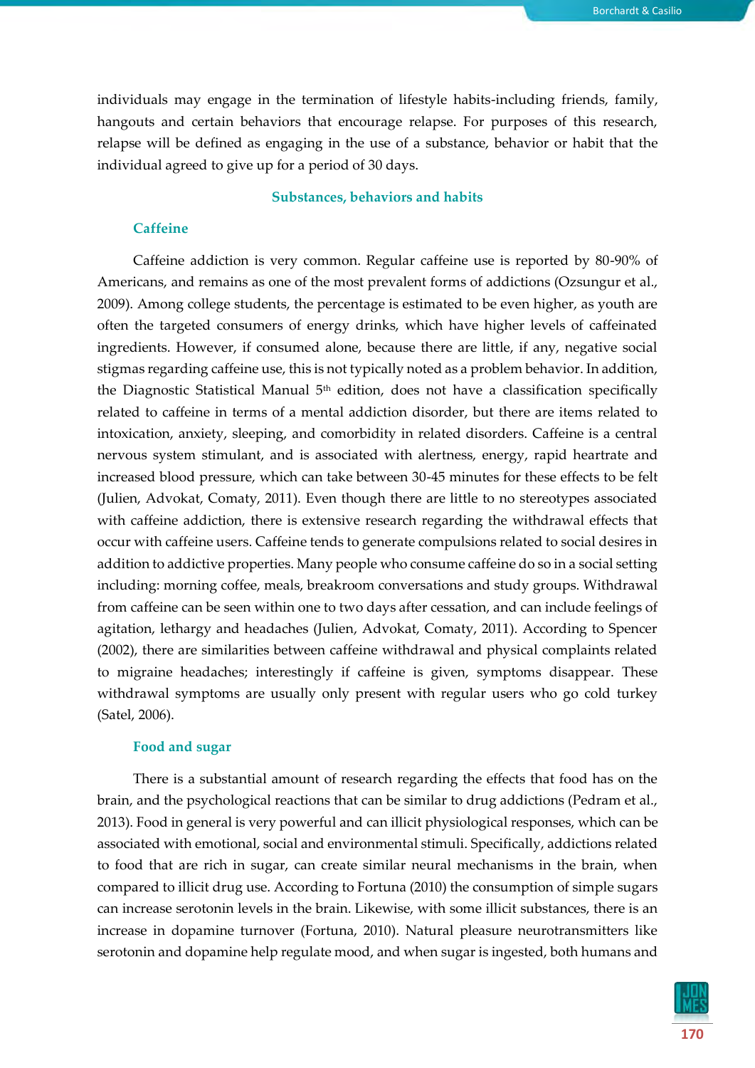individuals may engage in the termination of lifestyle habits-including friends, family, hangouts and certain behaviors that encourage relapse. For purposes of this research, relapse will be defined as engaging in the use of a substance, behavior or habit that the individual agreed to give up for a period of 30 days.

## Substances, behaviors and habits

### Caffeine

Caffeine addiction is very common. Regular caffeine use is reported by 80-90% of Americans, and remains as one of the most prevalent forms of addictions (Ozsungur et al., 2009). Among college students, the percentage is estimated to be even higher, as youth are often the targeted consumers of energy drinks, which have higher levels of caffeinated ingredients. However, if consumed alone, because there are little, if any, negative social stigmas regarding caffeine use, this is not typically noted as a problem behavior. In addition, the Diagnostic Statistical Manual 5th edition, does not have a classification specifically related to caffeine in terms of a mental addiction disorder, but there are items related to intoxication, anxiety, sleeping, and comorbidity in related disorders. Caffeine is a central nervous system stimulant, and is associated with alertness, energy, rapid heartrate and increased blood pressure, which can take between 30-45 minutes for these effects to be felt (Julien, Advokat, Comaty, 2011). Even though there are little to no stereotypes associated with caffeine addiction, there is extensive research regarding the withdrawal effects that occur with caffeine users. Caffeine tends to generate compulsions related to social desires in addition to addictive properties. Many people who consume caffeine do so in a social setting including: morning coffee, meals, breakroom conversations and study groups. Withdrawal from caffeine can be seen within one to two days after cessation, and can include feelings of agitation, lethargy and headaches (Julien, Advokat, Comaty, 2011). According to Spencer (2002), there are similarities between caffeine withdrawal and physical complaints related to migraine headaches; interestingly if caffeine is given, symptoms disappear. These withdrawal symptoms are usually only present with regular users who go cold turkey (Satel, 2006).

### Food and sugar

There is a substantial amount of research regarding the effects that food has on the brain, and the psychological reactions that can be similar to drug addictions (Pedram et al., 2013). Food in general is very powerful and can illicit physiological responses, which can be associated with emotional, social and environmental stimuli. Specifically, addictions related to food that are rich in sugar, can create similar neural mechanisms in the brain, when compared to illicit drug use. According to Fortuna (2010) the consumption of simple sugars can increase serotonin levels in the brain. Likewise, with some illicit substances, there is an increase in dopamine turnover (Fortuna, 2010). Natural pleasure neurotransmitters like serotonin and dopamine help regulate mood, and when sugar is ingested, both humans and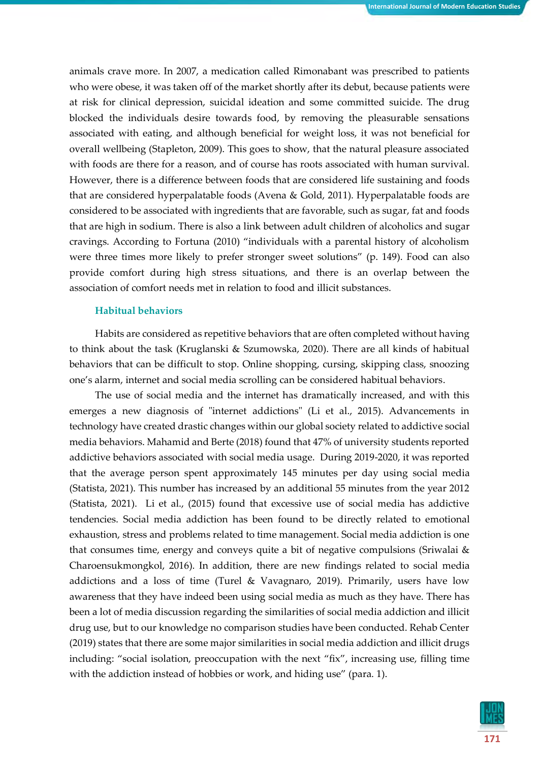animals crave more. In 2007, a medication called Rimonabant was prescribed to patients who were obese, it was taken off of the market shortly after its debut, because patients were at risk for clinical depression, suicidal ideation and some committed suicide. The drug blocked the individuals desire towards food, by removing the pleasurable sensations associated with eating, and although beneficial for weight loss, it was not beneficial for overall wellbeing (Stapleton, 2009). This goes to show, that the natural pleasure associated with foods are there for a reason, and of course has roots associated with human survival. However, there is a difference between foods that are considered life sustaining and foods that are considered hyperpalatable foods (Avena & Gold, 2011). Hyperpalatable foods are considered to be associated with ingredients that are favorable, such as sugar, fat and foods that are high in sodium. There is also a link between adult children of alcoholics and sugar cravings. According to Fortuna (2010) "individuals with a parental history of alcoholism were three times more likely to prefer stronger sweet solutions" (p. 149). Food can also provide comfort during high stress situations, and there is an overlap between the association of comfort needs met in relation to food and illicit substances.

### Habitual behaviors

Habits are considered as repetitive behaviors that are often completed without having to think about the task (Kruglanski & Szumowska, 2020). There are all kinds of habitual behaviors that can be difficult to stop. Online shopping, cursing, skipping class, snoozing one's alarm, internet and social media scrolling can be considered habitual behaviors.

The use of social media and the internet has dramatically increased, and with this emerges a new diagnosis of "internet addictions" (Li et al., 2015). Advancements in technology have created drastic changes within our global society related to addictive social media behaviors. Mahamid and Berte (2018) found that 47% of university students reported addictive behaviors associated with social media usage. During 2019-2020, it was reported that the average person spent approximately 145 minutes per day using social media (Statista, 2021). This number has increased by an additional 55 minutes from the year 2012 (Statista, 2021). Li et al., (2015) found that excessive use of social media has addictive tendencies. Social media addiction has been found to be directly related to emotional exhaustion, stress and problems related to time management. Social media addiction is one that consumes time, energy and conveys quite a bit of negative compulsions (Sriwalai & Charoensukmongkol, 2016). In addition, there are new findings related to social media addictions and a loss of time (Turel & Vavagnaro, 2019). Primarily, users have low awareness that they have indeed been using social media as much as they have. There has been a lot of media discussion regarding the similarities of social media addiction and illicit drug use, but to our knowledge no comparison studies have been conducted. Rehab Center (2019) states that there are some major similarities in social media addiction and illicit drugs including: "social isolation, preoccupation with the next "fix", increasing use, filling time with the addiction instead of hobbies or work, and hiding use" (para. 1).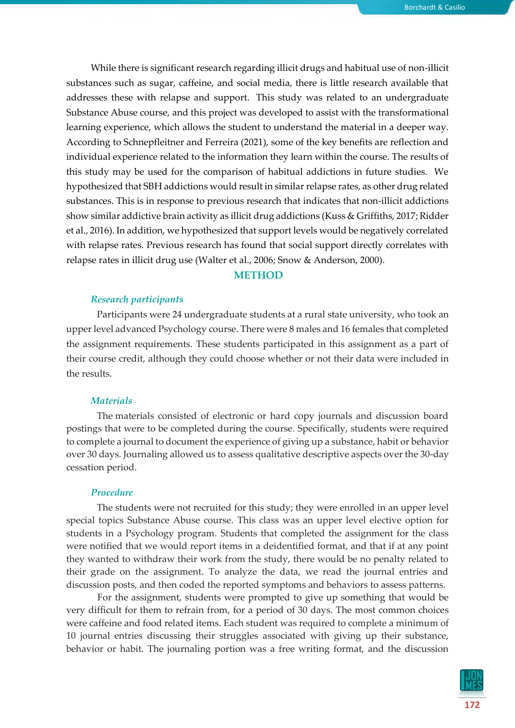While there is significant research regarding illicit drugs and habitual use of non-illicit substances such as sugar, caffeine, and social media, there is little research available that addresses these with relapse and support. This study was related to an undergraduate Substance Abuse course, and this project was developed to assist with the transformational learning experience, which allows the student to understand the material in a deeper way. According to Schnepfleitner and Ferreira (2021), some of the key benefits are reflection and individual experience related to the information they learn within the course. The results of this study may be used for the comparison of habitual addictions in future studies. We hypothesized that SBH addictions would result in similar relapse rates, as other drug related substances. This is in response to previous research that indicates that non-illicit addictions show similar addictive brain activity as illicit drug addictions (Kuss & Griffiths, 2017; Ridder et al., 2016). In addition, we hypothesized that support levels would be negatively correlated with relapse rates. Previous research has found that social support directly correlates with relapse rates in illicit drug use (Walter et al., 2006; Snow & Anderson, 2000).

## METHOD

### *Research participants*

Participants were 24 undergraduate students at a rural state university, who took an upper level advanced Psychology course. There were 8 males and 16 females that completed the assignment requirements. These students participated in this assignment as a part of their course credit, although they could choose whether or not their data were included in the results.

### *Materials*

The materials consisted of electronic or hard copy journals and discussion board postings that were to be completed during the course. Specifically, students were required to complete a journal to document the experience of giving up a substance, habit or behavior over 30 days. Journaling allowed us to assess qualitative descriptive aspects over the 30-day cessation period.

### *Procedure*

The students were not recruited for this study; they were enrolled in an upper level special topics Substance Abuse course. This class was an upper level elective option for students in a Psychology program. Students that completed the assignment for the class were notified that we would report items in a deidentified format, and that if at any point they wanted to withdraw their work from the study, there would be no penalty related to their grade on the assignment. To analyze the data, we read the journal entries and discussion posts, and then coded the reported symptoms and behaviors to assess patterns.

For the assignment, students were prompted to give up something that would be very difficult for them to refrain from, for a period of 30 days. The most common choices were caffeine and food related items. Each student was required to complete a minimum of 10 journal entries discussing their struggles associated with giving up their substance, behavior or habit. The journaling portion was a free writing format, and the discussion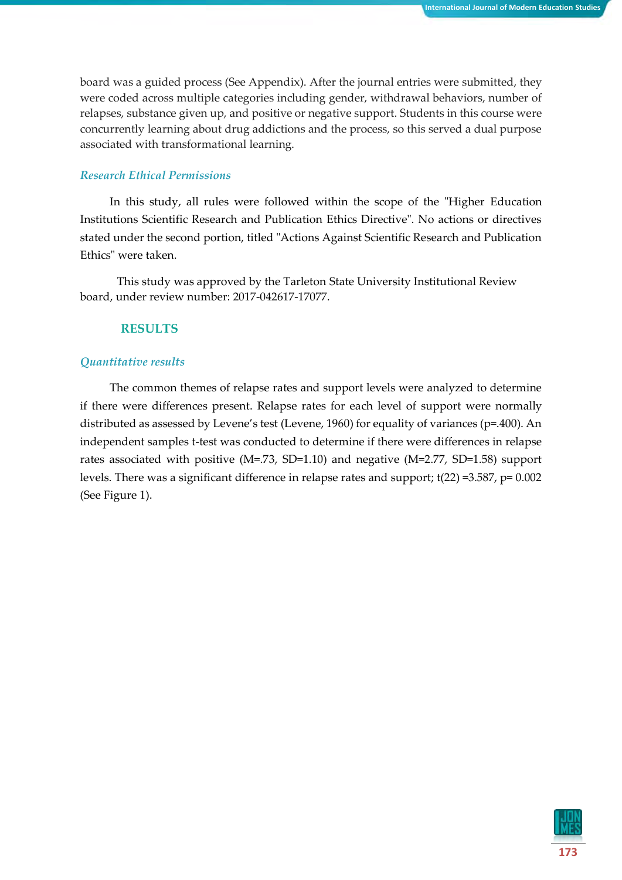board was a guided process (See Appendix). After the journal entries were submitted, they were coded across multiple categories including gender, withdrawal behaviors, number of relapses, substance given up, and positive or negative support. Students in this course were concurrently learning about drug addictions and the process, so this served a dual purpose associated with transformational learning.

### *Research Ethical Permissions*

In this study, all rules were followed within the scope of the "Higher Education Institutions Scientific Research and Publication Ethics Directive". No actions or directives stated under the second portion, titled "Actions Against Scientific Research and Publication Ethics" were taken.

This study was approved by the Tarleton State University Institutional Review board, under review number: 2017-042617-17077.

## RESULTS

### *Quantitative results*

The common themes of relapse rates and support levels were analyzed to determine if there were differences present. Relapse rates for each level of support were normally distributed as assessed by Levene's test (Levene, 1960) for equality of variances ($p=.400$). An independent samples t-test was conducted to determine if there were differences in relapse rates associated with positive ($M=.73$, $SD=1.10$) and negative ($M=2.77$, $SD=1.58$) support levels. There was a significant difference in relapse rates and support; $t(22) = 3.587$, $p = 0.002$ (See Figure 1).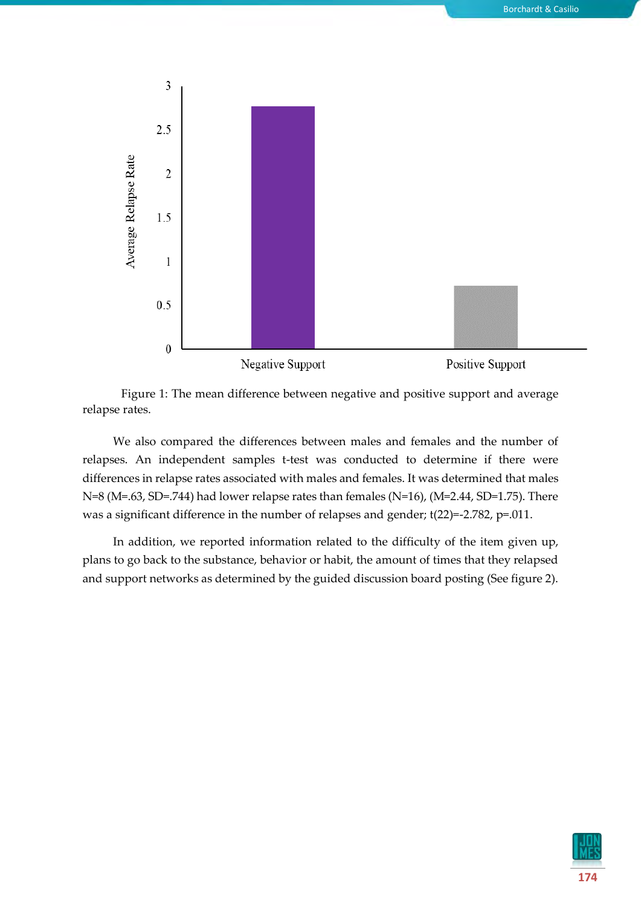Figure 1: The mean difference between negative and positive support and average relapse rates.

We also compared the differences between males and females and the number of relapses. An independent samples t-test was conducted to determine if there were differences in relapse rates associated with males and females. It was determined that males N=8 (M=.63, SD=.744) had lower relapse rates than females (N=16), (M=2.44, SD=1.75). There was a significant difference in the number of relapses and gender; $t(22)=-2.782$, $p=.011$.

In addition, we reported information related to the difficulty of the item given up, plans to go back to the substance, behavior or habit, the amount of times that they relapsed and support networks as determined by the guided discussion board posting (See figure 2).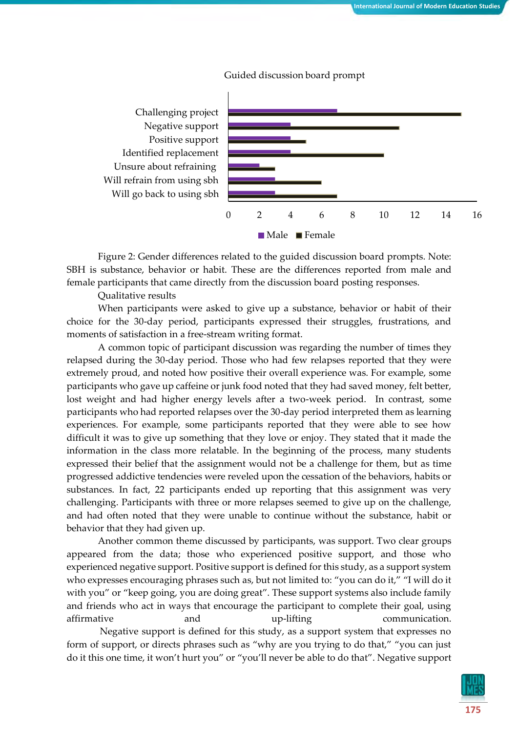Guided discussion board prompt

Figure 2: Gender differences related to the guided discussion board prompts. Note: SBH is substance, behavior or habit. These are the differences reported from male and female participants that came directly from the discussion board posting responses.

Qualitative results

When participants were asked to give up a substance, behavior or habit of their choice for the 30-day period, participants expressed their struggles, frustrations, and moments of satisfaction in a free-stream writing format.

A common topic of participant discussion was regarding the number of times they relapsed during the 30-day period. Those who had few relapses reported that they were extremely proud, and noted how positive their overall experience was. For example, some participants who gave up caffeine or junk food noted that they had saved money, felt better, lost weight and had higher energy levels after a two-week period. In contrast, some participants who had reported relapses over the 30-day period interpreted them as learning experiences. For example, some participants reported that they were able to see how difficult it was to give up something that they love or enjoy. They stated that it made the information in the class more relatable. In the beginning of the process, many students expressed their belief that the assignment would not be a challenge for them, but as time progressed addictive tendencies were reveled upon the cessation of the behaviors, habits or substances. In fact, 22 participants ended up reporting that this assignment was very challenging. Participants with three or more relapses seemed to give up on the challenge, and had often noted that they were unable to continue without the substance, habit or behavior that they had given up.

Another common theme discussed by participants, was support. Two clear groups appeared from the data; those who experienced positive support, and those who experienced negative support. Positive support is defined for this study, as a support system who expresses encouraging phrases such as, but not limited to: "you can do it," "I will do it with you" or "keep going, you are doing great". These support systems also include family and friends who act in ways that encourage the participant to complete their goal, using affirmative and up-lifting communication.

Negative support is defined for this study, as a support system that expresses no form of support, or directs phrases such as "why are you trying to do that," "you can just do it this one time, it won't hurt you" or "you'll never be able to do that". Negative support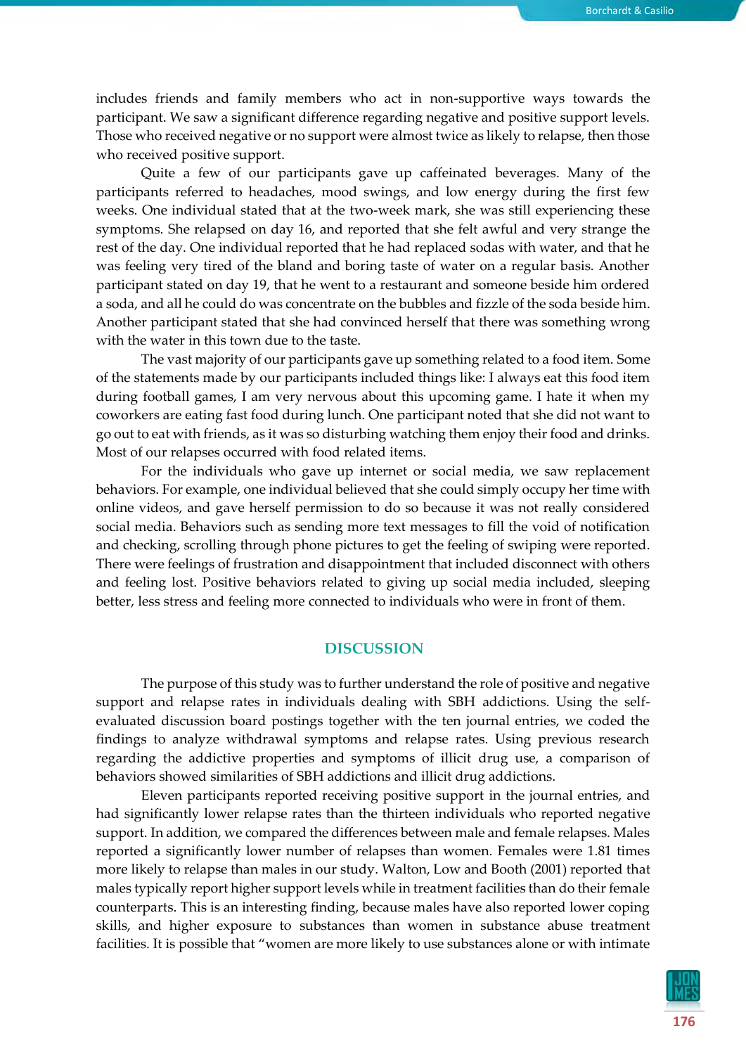includes friends and family members who act in non-supportive ways towards the participant. We saw a significant difference regarding negative and positive support levels. Those who received negative or no support were almost twice as likely to relapse, then those who received positive support.

Quite a few of our participants gave up caffeinated beverages. Many of the participants referred to headaches, mood swings, and low energy during the first few weeks. One individual stated that at the two-week mark, she was still experiencing these symptoms. She relapsed on day 16, and reported that she felt awful and very strange the rest of the day. One individual reported that he had replaced sodas with water, and that he was feeling very tired of the bland and boring taste of water on a regular basis. Another participant stated on day 19, that he went to a restaurant and someone beside him ordered a soda, and all he could do was concentrate on the bubbles and fizzle of the soda beside him. Another participant stated that she had convinced herself that there was something wrong with the water in this town due to the taste.

The vast majority of our participants gave up something related to a food item. Some of the statements made by our participants included things like: I always eat this food item during football games, I am very nervous about this upcoming game. I hate it when my coworkers are eating fast food during lunch. One participant noted that she did not want to go out to eat with friends, as it was so disturbing watching them enjoy their food and drinks. Most of our relapses occurred with food related items.

For the individuals who gave up internet or social media, we saw replacement behaviors. For example, one individual believed that she could simply occupy her time with online videos, and gave herself permission to do so because it was not really considered social media. Behaviors such as sending more text messages to fill the void of notification and checking, scrolling through phone pictures to get the feeling of swiping were reported. There were feelings of frustration and disappointment that included disconnect with others and feeling lost. Positive behaviors related to giving up social media included, sleeping better, less stress and feeling more connected to individuals who were in front of them.

## DISCUSSION

The purpose of this study was to further understand the role of positive and negative support and relapse rates in individuals dealing with SBH addictions. Using the self-evaluated discussion board postings together with the ten journal entries, we coded the findings to analyze withdrawal symptoms and relapse rates. Using previous research regarding the addictive properties and symptoms of illicit drug use, a comparison of behaviors showed similarities of SBH addictions and illicit drug addictions.

Eleven participants reported receiving positive support in the journal entries, and had significantly lower relapse rates than the thirteen individuals who reported negative support. In addition, we compared the differences between male and female relapses. Males reported a significantly lower number of relapses than women. Females were 1.81 times more likely to relapse than males in our study. Walton, Low and Booth (2001) reported that males typically report higher support levels while in treatment facilities than do their female counterparts. This is an interesting finding, because males have also reported lower coping skills, and higher exposure to substances than women in substance abuse treatment facilities. It is possible that "women are more likely to use substances alone or with intimate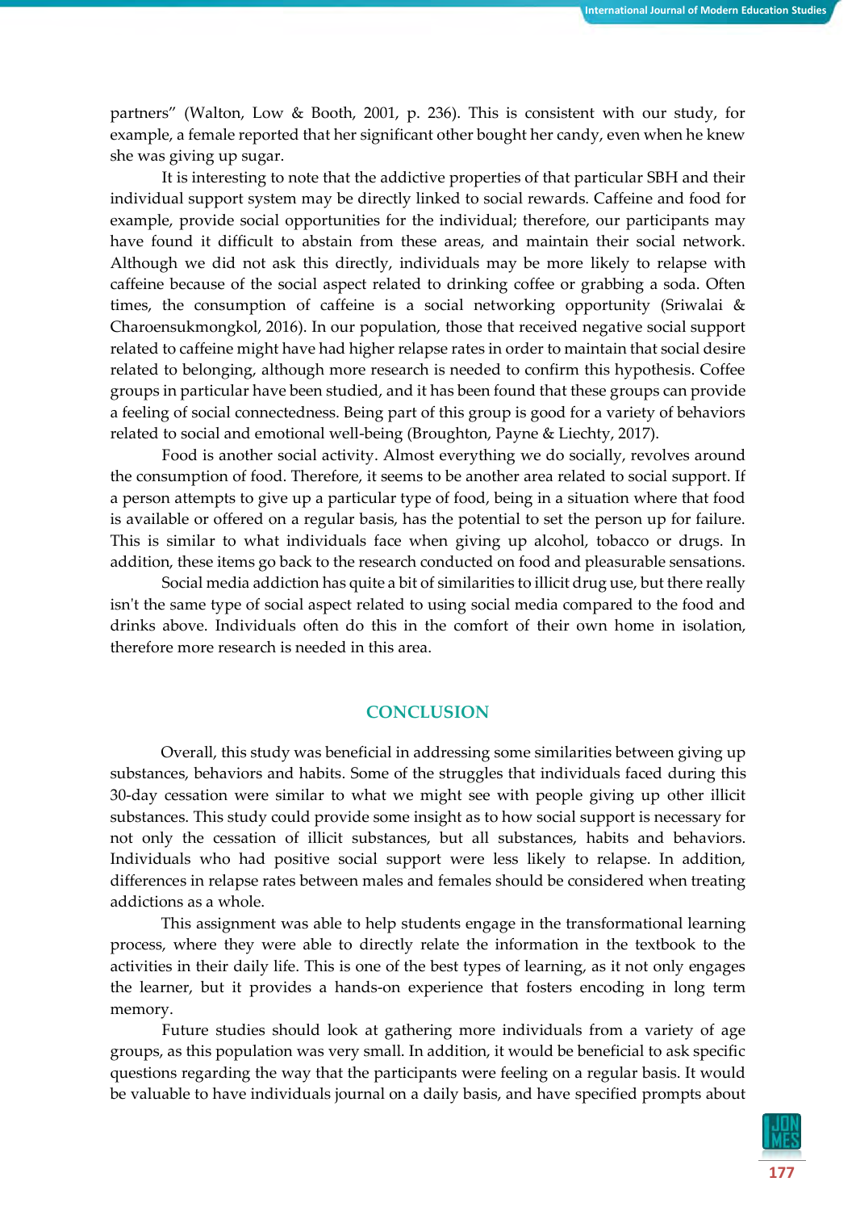partners" (Walton, Low & Booth, 2001, p. 236). This is consistent with our study, for example, a female reported that her significant other bought her candy, even when he knew she was giving up sugar.

It is interesting to note that the addictive properties of that particular SBH and their individual support system may be directly linked to social rewards. Caffeine and food for example, provide social opportunities for the individual; therefore, our participants may have found it difficult to abstain from these areas, and maintain their social network. Although we did not ask this directly, individuals may be more likely to relapse with caffeine because of the social aspect related to drinking coffee or grabbing a soda. Often times, the consumption of caffeine is a social networking opportunity (Sriwalai & Charoensukmongkol, 2016). In our population, those that received negative social support related to caffeine might have had higher relapse rates in order to maintain that social desire related to belonging, although more research is needed to confirm this hypothesis. Coffee groups in particular have been studied, and it has been found that these groups can provide a feeling of social connectedness. Being part of this group is good for a variety of behaviors related to social and emotional well-being (Broughton, Payne & Liechty, 2017).

Food is another social activity. Almost everything we do socially, revolves around the consumption of food. Therefore, it seems to be another area related to social support. If a person attempts to give up a particular type of food, being in a situation where that food is available or offered on a regular basis, has the potential to set the person up for failure. This is similar to what individuals face when giving up alcohol, tobacco or drugs. In addition, these items go back to the research conducted on food and pleasurable sensations.

Social media addiction has quite a bit of similarities to illicit drug use, but there really isn't the same type of social aspect related to using social media compared to the food and drinks above. Individuals often do this in the comfort of their own home in isolation, therefore more research is needed in this area.

## CONCLUSION

Overall, this study was beneficial in addressing some similarities between giving up substances, behaviors and habits. Some of the struggles that individuals faced during this 30-day cessation were similar to what we might see with people giving up other illicit substances. This study could provide some insight as to how social support is necessary for not only the cessation of illicit substances, but all substances, habits and behaviors. Individuals who had positive social support were less likely to relapse. In addition, differences in relapse rates between males and females should be considered when treating addictions as a whole.

This assignment was able to help students engage in the transformational learning process, where they were able to directly relate the information in the textbook to the activities in their daily life. This is one of the best types of learning, as it not only engages the learner, but it provides a hands-on experience that fosters encoding in long term memory.

Future studies should look at gathering more individuals from a variety of age groups, as this population was very small. In addition, it would be beneficial to ask specific questions regarding the way that the participants were feeling on a regular basis. It would be valuable to have individuals journal on a daily basis, and have specified prompts about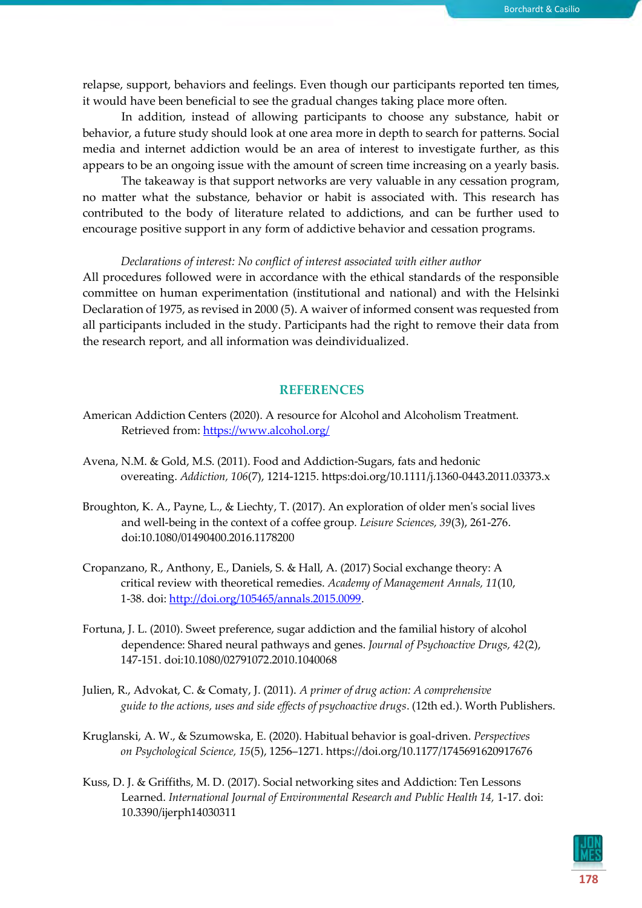relapse, support, behaviors and feelings. Even though our participants reported ten times, it would have been beneficial to see the gradual changes taking place more often.

In addition, instead of allowing participants to choose any substance, habit or behavior, a future study should look at one area more in depth to search for patterns. Social media and internet addiction would be an area of interest to investigate further, as this appears to be an ongoing issue with the amount of screen time increasing on a yearly basis.

The takeaway is that support networks are very valuable in any cessation program, no matter what the substance, behavior or habit is associated with. This research has contributed to the body of literature related to addictions, and can be further used to encourage positive support in any form of addictive behavior and cessation programs.

*Declarations of interest: No conflict of interest associated with either author*

All procedures followed were in accordance with the ethical standards of the responsible committee on human experimentation (institutional and national) and with the Helsinki Declaration of 1975, as revised in 2000 (5). A waiver of informed consent was requested from all participants included in the study. Participants had the right to remove their data from the research report, and all information was deindividualized.

## REFERENCES

American Addiction Centers (2020). A resource for Alcohol and Alcoholism Treatment. Retrieved from: https://www.alcohol.org/

Avena, N.M. & Gold, M.S. (2011). Food and Addiction-Sugars, fats and hedonic overeating. *Addiction, 106*(7), 1214-1215. https:doi.org/10.1111/j.1360-0443.2011.03373.x

Broughton, K. A., Payne, L., & Liechty, T. (2017). An exploration of older men's social lives and well-being in the context of a coffee group. *Leisure Sciences, 39*(3), 261-276. doi:10.1080/01490400.2016.1178200

Cropanzano, R., Anthony, E., Daniels, S. & Hall, A. (2017) Social exchange theory: A critical review with theoretical remedies. *Academy of Management Annals, 11*(10, 1-38. doi: http://doi.org/105465/annals.2015.0099.

Fortuna, J. L. (2010). Sweet preference, sugar addiction and the familial history of alcohol dependence: Shared neural pathways and genes. *Journal of Psychoactive Drugs, 42*(2), 147-151. doi:10.1080/02791072.2010.1040068

Julien, R., Advokat, C. & Comaty, J. (2011). *A primer of drug action: A comprehensive guide to the actions, uses and side effects of psychoactive drugs*. (12th ed.). Worth Publishers.

Kruglanski, A. W., & Szumowska, E. (2020). Habitual behavior is goal-driven. *Perspectives on Psychological Science, 15*(5), 1256–1271. https://doi.org/10.1177/1745691620917676

Kuss, D. J. & Griffiths, M. D. (2017). Social networking sites and Addiction: Ten Lessons Learned. *International Journal of Environmental Research and Public Health 14,* 1-17. doi: 10.3390/ijerph14030311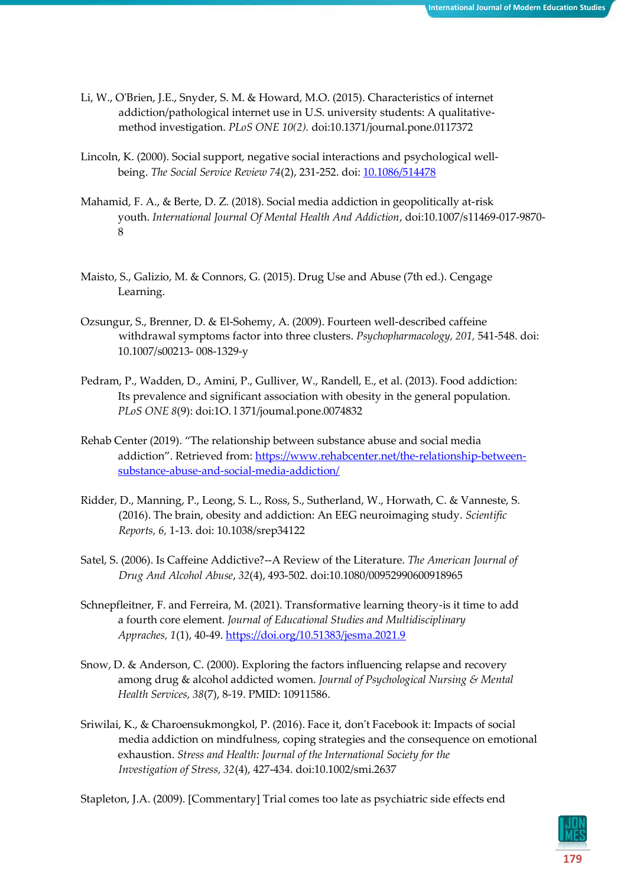Li, W., O'Brien, J.E., Snyder, S. M. & Howard, M.O. (2015). Characteristics of internet addiction/pathological internet use in U.S. university students: A qualitative-method investigation. *PLoS ONE 10(2).* doi:10.1371/journal.pone.0117372

Lincoln, K. (2000). Social support, negative social interactions and psychological well-being. *The Social Service Review* 74(2), 231-252. doi: [10.1086/514478](https://doi.org/10.1086/514478)

Mahamid, F. A., & Berte, D. Z. (2018). Social media addiction in geopolitically at-risk youth. *International Journal Of Mental Health And Addiction*, doi:10.1007/s11469-017-9870-8

Maisto, S., Galizio, M. & Connors, G. (2015). Drug Use and Abuse (7th ed.). Cengage Learning.

Ozsungur, S., Brenner, D. & El-Sohemy, A. (2009). Fourteen well-described caffeine withdrawal symptoms factor into three clusters. *Psychopharmacology, 201*, 541-548. doi: 10.1007/s00213- 008-1329-y

Pedram, P., Wadden, D., Amini, P., Gulliver, W., Randell, E., et al. (2013). Food addiction: Its prevalence and significant association with obesity in the general population. *PLoS ONE 8*(9): doi:1O. l 371/joumal.pone.0074832

Rehab Center (2019). "The relationship between substance abuse and social media addiction". Retrieved from: [https://www.rehabcenter.net/the-relationship-between-substance-abuse-and-social-media-addiction/](https://www.rehabcenter.net/the-relationship-between-substance-abuse-and-social-media-addiction/)

Ridder, D., Manning, P., Leong, S. L., Ross, S., Sutherland, W., Horwath, C. & Vanneste, S. (2016). The brain, obesity and addiction: An EEG neuroimaging study. *Scientific Reports, 6*, 1-13. doi: 10.1038/srep34122

Satel, S. (2006). Is Caffeine Addictive?--A Review of the Literature. *The American Journal of Drug And Alcohol Abuse*, *32*(4), 493-502. doi:10.1080/00952990600918965

Schnepfleitner, F. and Ferreira, M. (2021). Transformative learning theory-is it time to add a fourth core element. *Journal of Educational Studies and Multidisciplinary Appraches, 1*(1), 40-49. [https://doi.org/10.51383/jesma.2021.9](https://doi.org/10.51383/jesma.2021.9)

Snow, D. & Anderson, C. (2000). Exploring the factors influencing relapse and recovery among drug & alcohol addicted women. *Journal of Psychological Nursing & Mental Health Services, 38*(7), 8-19. PMID: 10911586.

Sriwilai, K., & Charoensukmongkol, P. (2016). Face it, don't Facebook it: Impacts of social media addiction on mindfulness, coping strategies and the consequence on emotional exhaustion. *Stress and Health: Journal of the International Society for the Investigation of Stress, 32*(4), 427-434. doi:10.1002/smi.2637

Stapleton, J.A. (2009). [Commentary] Trial comes too late as psychiatric side effects end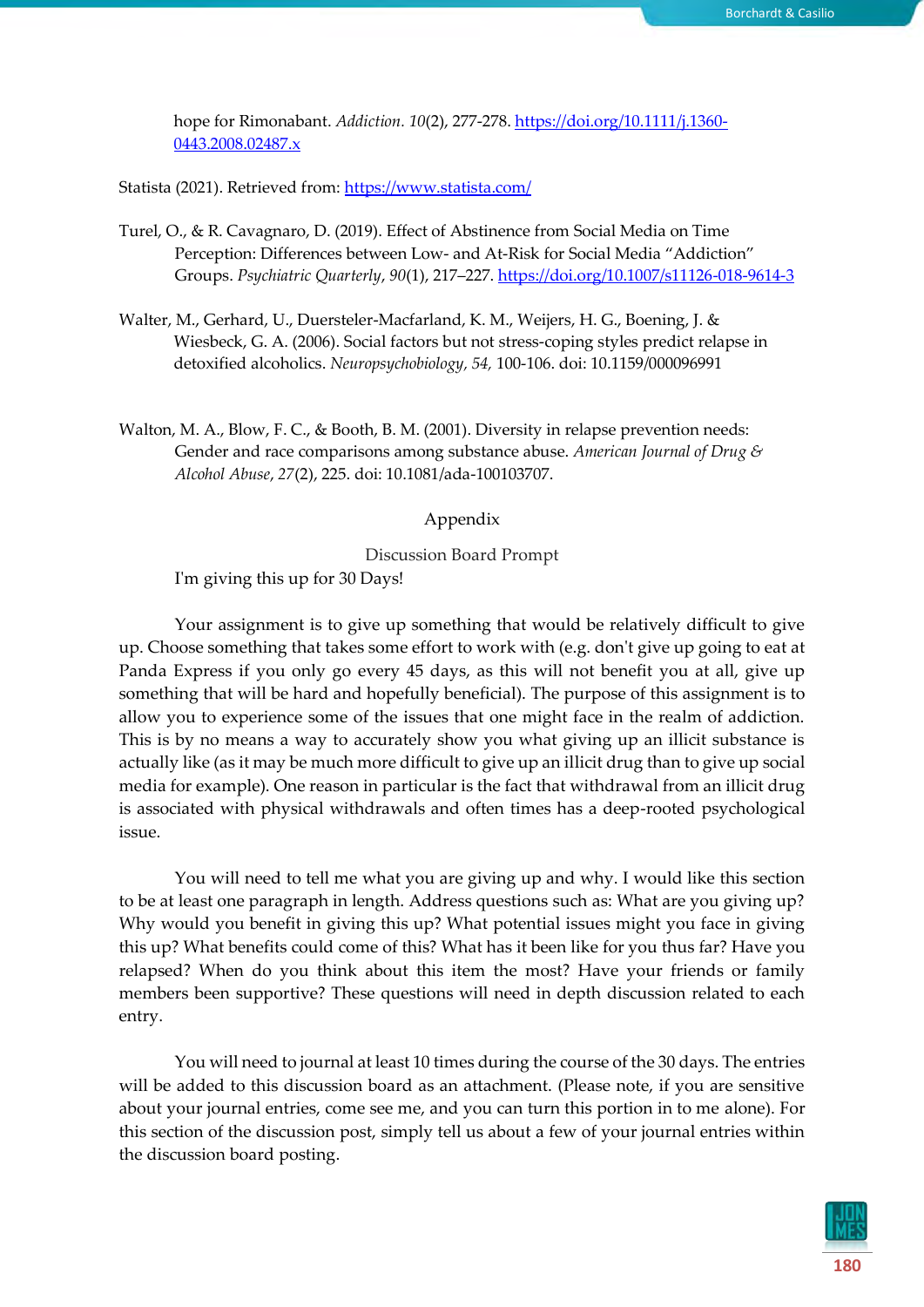hope for Rimonabant. *Addiction. 10*(2), 277-278. https://doi.org/10.1111/j.1360-0443.2008.02487.x

Statista (2021). Retrieved from: https://www.statista.com/

Turel, O., & R. Cavagnaro, D. (2019). Effect of Abstinence from Social Media on Time Perception: Differences between Low- and At-Risk for Social Media "Addiction" Groups. *Psychiatric Quarterly*, *90*(1), 217–227. https://doi.org/10.1007/s11126-018-9614-3

Walter, M., Gerhard, U., Duersteler-Macfarland, K. M., Weijers, H. G., Boening, J. & Wiesbeck, G. A. (2006). Social factors but not stress-coping styles predict relapse in detoxified alcoholics. *Neuropsychobiology, 54,* 100-106. doi: 10.1159/000096991

Walton, M. A., Blow, F. C., & Booth, B. M. (2001). Diversity in relapse prevention needs: Gender and race comparisons among substance abuse. *American Journal of Drug & Alcohol Abuse*, *27*(2), 225. doi: 10.1081/ada-100103707.

## Appendix

### Discussion Board Prompt

I'm giving this up for 30 Days!

Your assignment is to give up something that would be relatively difficult to give up. Choose something that takes some effort to work with (e.g. don't give up going to eat at Panda Express if you only go every 45 days, as this will not benefit you at all, give up something that will be hard and hopefully beneficial). The purpose of this assignment is to allow you to experience some of the issues that one might face in the realm of addiction. This is by no means a way to accurately show you what giving up an illicit substance is actually like (as it may be much more difficult to give up an illicit drug than to give up social media for example). One reason in particular is the fact that withdrawal from an illicit drug is associated with physical withdrawals and often times has a deep-rooted psychological issue.

You will need to tell me what you are giving up and why. I would like this section to be at least one paragraph in length. Address questions such as: What are you giving up? Why would you benefit in giving this up? What potential issues might you face in giving this up? What benefits could come of this? What has it been like for you thus far? Have you relapsed? When do you think about this item the most? Have your friends or family members been supportive? These questions will need in depth discussion related to each entry.

You will need to journal at least 10 times during the course of the 30 days. The entries will be added to this discussion board as an attachment. (Please note, if you are sensitive about your journal entries, come see me, and you can turn this portion in to me alone). For this section of the discussion post, simply tell us about a few of your journal entries within the discussion board posting.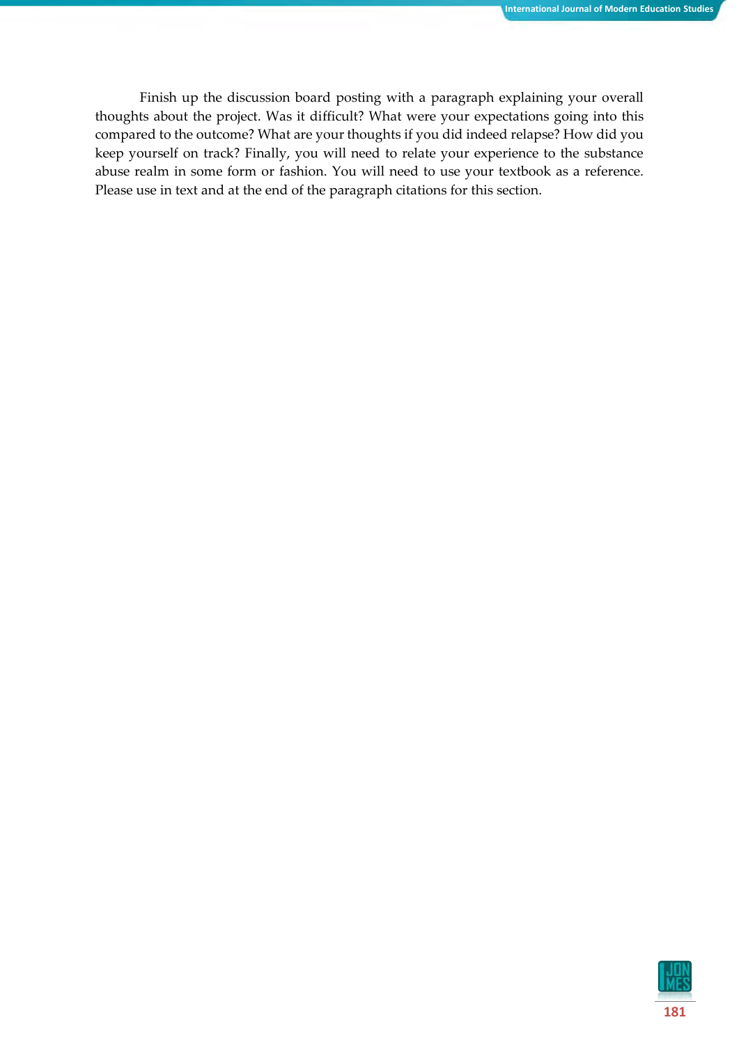Finish up the discussion board posting with a paragraph explaining your overall thoughts about the project. Was it difficult? What were your expectations going into this compared to the outcome? What are your thoughts if you did indeed relapse? How did you keep yourself on track? Finally, you will need to relate your experience to the substance abuse realm in some form or fashion. You will need to use your textbook as a reference. Please use in text and at the end of the paragraph citations for this section.